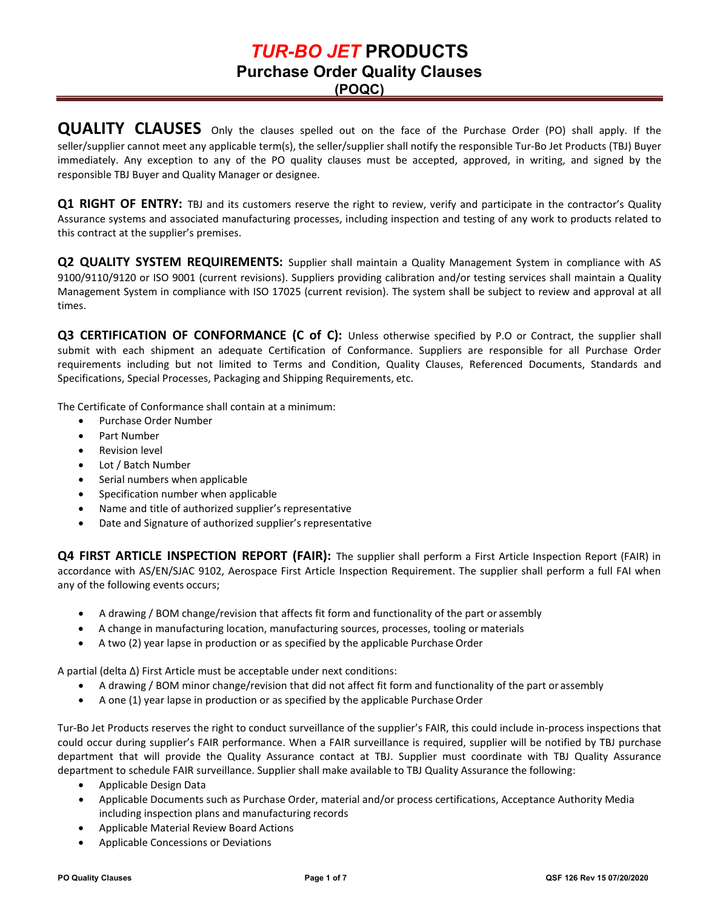# TUR-BO JET PRODUCTS
## Purchase Order Quality Clauses
### (POQC)

**QUALITY CLAUSES** Only the clauses spelled out on the face of the Purchase Order (PO) shall apply. If the seller/supplier cannot meet any applicable term(s), the seller/supplier shall notify the responsible Tur-Bo Jet Products (TBJ) Buyer immediately. Any exception to any of the PO quality clauses must be accepted, approved, in writing, and signed by the responsible TBJ Buyer and Quality Manager or designee.

**Q1 RIGHT OF ENTRY:** TBJ and its customers reserve the right to review, verify and participate in the contractor's Quality Assurance systems and associated manufacturing processes, including inspection and testing of any work to products related to this contract at the supplier's premises.

**Q2 QUALITY SYSTEM REQUIREMENTS:** Supplier shall maintain a Quality Management System in compliance with AS 9100/9110/9120 or ISO 9001 (current revisions). Suppliers providing calibration and/or testing services shall maintain a Quality Management System in compliance with ISO 17025 (current revision). The system shall be subject to review and approval at all times.

**Q3 CERTIFICATION OF CONFORMANCE (C of C):** Unless otherwise specified by P.O or Contract, the supplier shall submit with each shipment an adequate Certification of Conformance. Suppliers are responsible for all Purchase Order requirements including but not limited to Terms and Condition, Quality Clauses, Referenced Documents, Standards and Specifications, Special Processes, Packaging and Shipping Requirements, etc.

The Certificate of Conformance shall contain at a minimum:

- Purchase Order Number
- Part Number
- Revision level
- Lot / Batch Number
- Serial numbers when applicable
- Specification number when applicable
- Name and title of authorized supplier's representative
- Date and Signature of authorized supplier's representative

**Q4 FIRST ARTICLE INSPECTION REPORT (FAIR):** The supplier shall perform a First Article Inspection Report (FAIR) in accordance with AS/EN/SJAC 9102, Aerospace First Article Inspection Requirement. The supplier shall perform a full FAI when any of the following events occurs;

- A drawing / BOM change/revision that affects fit form and functionality of the part or assembly
- A change in manufacturing location, manufacturing sources, processes, tooling or materials
- A two (2) year lapse in production or as specified by the applicable Purchase Order

A partial (delta Δ) First Article must be acceptable under next conditions:

- A drawing / BOM minor change/revision that did not affect fit form and functionality of the part or assembly
- A one (1) year lapse in production or as specified by the applicable Purchase Order

Tur-Bo Jet Products reserves the right to conduct surveillance of the supplier's FAIR, this could include in-process inspections that could occur during supplier's FAIR performance. When a FAIR surveillance is required, supplier will be notified by TBJ purchase department that will provide the Quality Assurance contact at TBJ. Supplier must coordinate with TBJ Quality Assurance department to schedule FAIR surveillance. Supplier shall make available to TBJ Quality Assurance the following:

- Applicable Design Data
- Applicable Documents such as Purchase Order, material and/or process certifications, Acceptance Authority Media including inspection plans and manufacturing records
- Applicable Material Review Board Actions
- Applicable Concessions or Deviations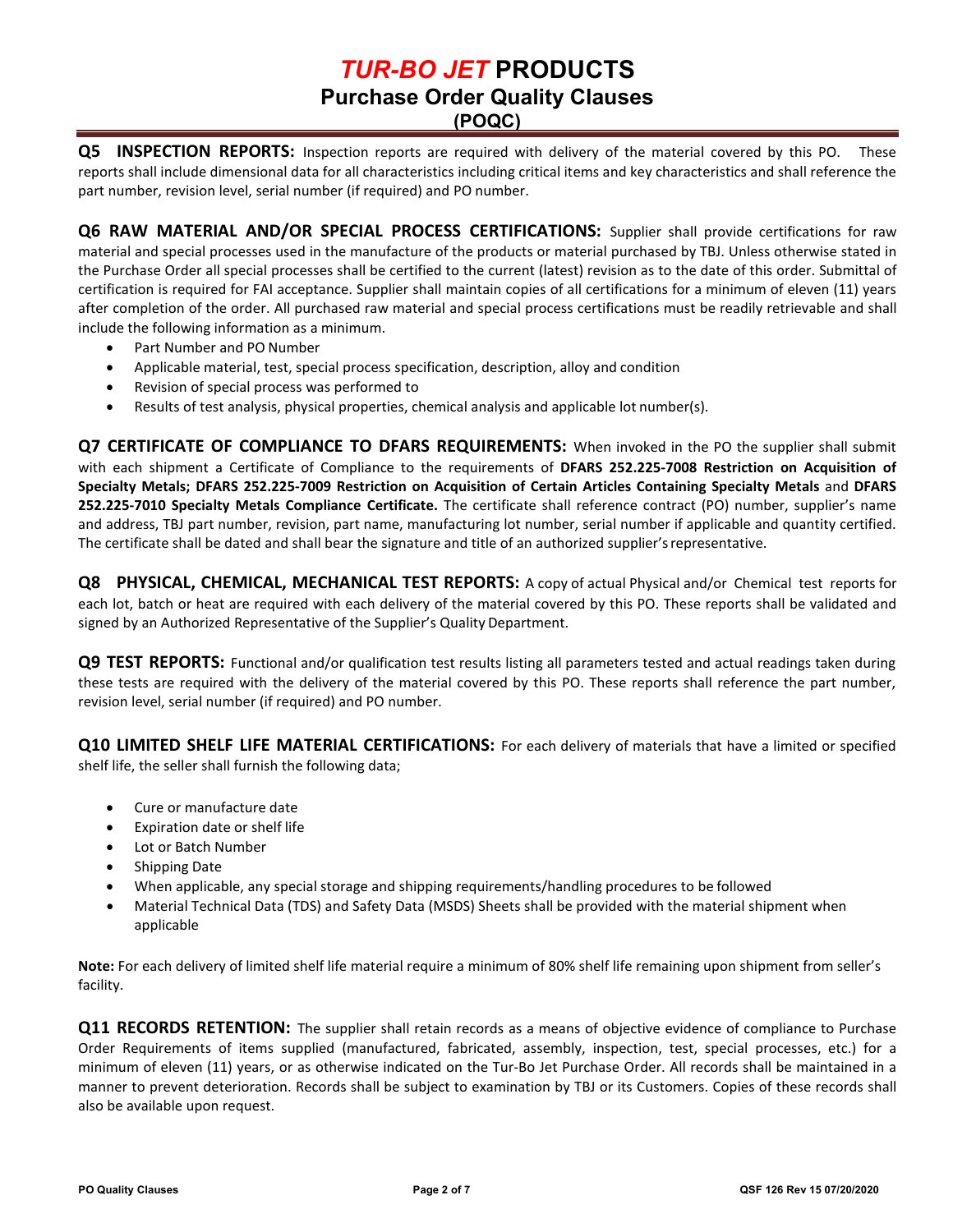# *TUR-BO JET* PRODUCTS

## Purchase Order Quality Clauses

### (POQC)

**Q5 INSPECTION REPORTS:** Inspection reports are required with delivery of the material covered by this PO. These reports shall include dimensional data for all characteristics including critical items and key characteristics and shall reference the part number, revision level, serial number (if required) and PO number.

**Q6 RAW MATERIAL AND/OR SPECIAL PROCESS CERTIFICATIONS:** Supplier shall provide certifications for raw material and special processes used in the manufacture of the products or material purchased by TBJ. Unless otherwise stated in the Purchase Order all special processes shall be certified to the current (latest) revision as to the date of this order. Submittal of certification is required for FAI acceptance. Supplier shall maintain copies of all certifications for a minimum of eleven (11) years after completion of the order. All purchased raw material and special process certifications must be readily retrievable and shall include the following information as a minimum.

- Part Number and PO Number
- Applicable material, test, special process specification, description, alloy and condition
- Revision of special process was performed to
- Results of test analysis, physical properties, chemical analysis and applicable lot number(s).

**Q7 CERTIFICATE OF COMPLIANCE TO DFARS REQUIREMENTS:** When invoked in the PO the supplier shall submit with each shipment a Certificate of Compliance to the requirements of **DFARS 252.225-7008 Restriction on Acquisition of Specialty Metals; DFARS 252.225-7009 Restriction on Acquisition of Certain Articles Containing Specialty Metals** and **DFARS 252.225-7010 Specialty Metals Compliance Certificate.** The certificate shall reference contract (PO) number, supplier's name and address, TBJ part number, revision, part name, manufacturing lot number, serial number if applicable and quantity certified. The certificate shall be dated and shall bear the signature and title of an authorized supplier's representative.

**Q8 PHYSICAL, CHEMICAL, MECHANICAL TEST REPORTS:** A copy of actual Physical and/or Chemical test reports for each lot, batch or heat are required with each delivery of the material covered by this PO. These reports shall be validated and signed by an Authorized Representative of the Supplier's Quality Department.

**Q9 TEST REPORTS:** Functional and/or qualification test results listing all parameters tested and actual readings taken during these tests are required with the delivery of the material covered by this PO. These reports shall reference the part number, revision level, serial number (if required) and PO number.

**Q10 LIMITED SHELF LIFE MATERIAL CERTIFICATIONS:** For each delivery of materials that have a limited or specified shelf life, the seller shall furnish the following data;

- Cure or manufacture date
- Expiration date or shelf life
- Lot or Batch Number
- Shipping Date
- When applicable, any special storage and shipping requirements/handling procedures to be followed
- Material Technical Data (TDS) and Safety Data (MSDS) Sheets shall be provided with the material shipment when applicable

**Note:** For each delivery of limited shelf life material require a minimum of 80% shelf life remaining upon shipment from seller's facility.

**Q11 RECORDS RETENTION:** The supplier shall retain records as a means of objective evidence of compliance to Purchase Order Requirements of items supplied (manufactured, fabricated, assembly, inspection, test, special processes, etc.) for a minimum of eleven (11) years, or as otherwise indicated on the Tur-Bo Jet Purchase Order. All records shall be maintained in a manner to prevent deterioration. Records shall be subject to examination by TBJ or its Customers. Copies of these records shall also be available upon request.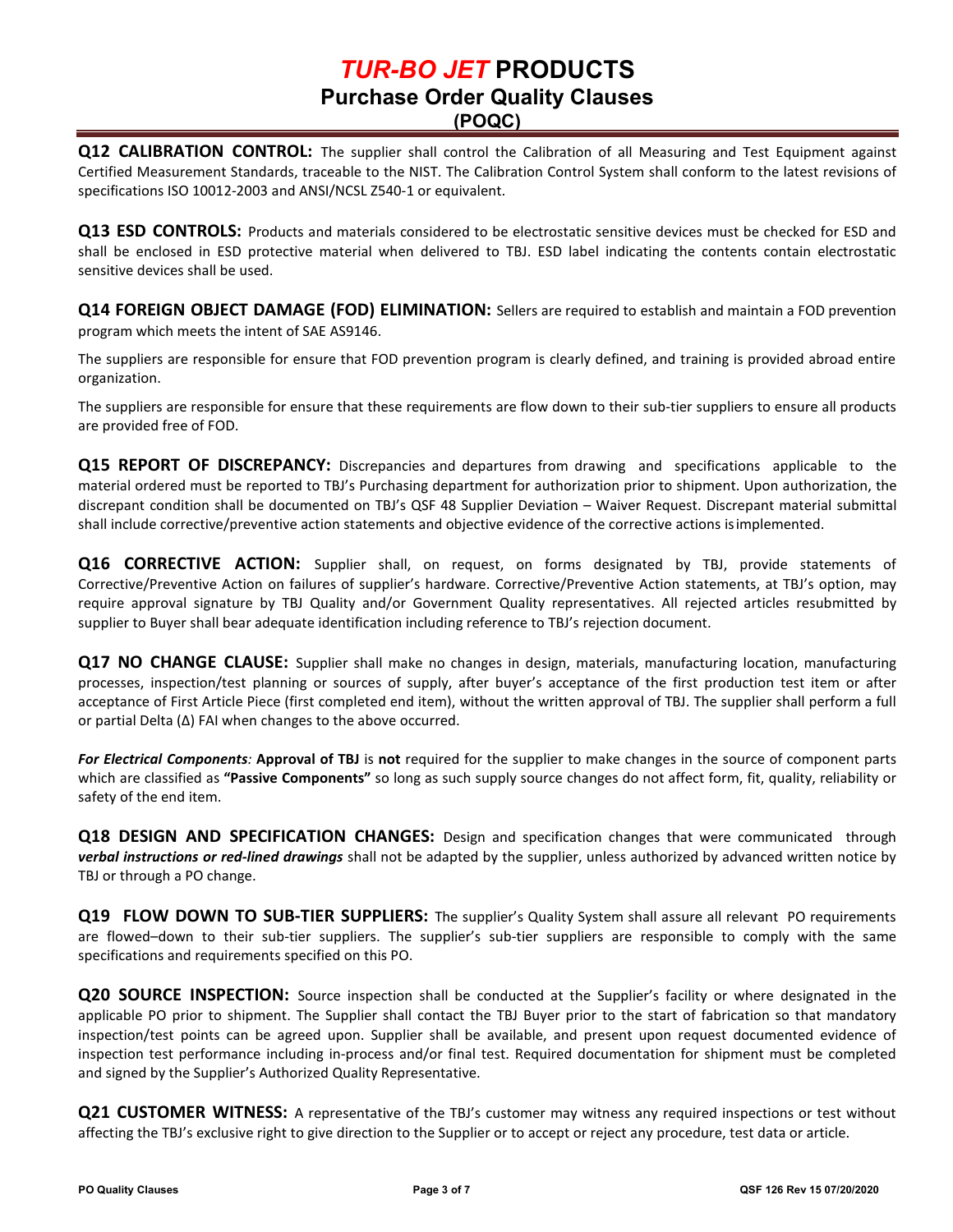**Q12 CALIBRATION CONTROL:** The supplier shall control the Calibration of all Measuring and Test Equipment against Certified Measurement Standards, traceable to the NIST. The Calibration Control System shall conform to the latest revisions of specifications ISO 10012-2003 and ANSI/NCSL Z540-1 or equivalent.

**Q13 ESD CONTROLS:** Products and materials considered to be electrostatic sensitive devices must be checked for ESD and shall be enclosed in ESD protective material when delivered to TBJ. ESD label indicating the contents contain electrostatic sensitive devices shall be used.

**Q14 FOREIGN OBJECT DAMAGE (FOD) ELIMINATION:** Sellers are required to establish and maintain a FOD prevention program which meets the intent of SAE AS9146.

The suppliers are responsible for ensure that FOD prevention program is clearly defined, and training is provided abroad entire organization.

The suppliers are responsible for ensure that these requirements are flow down to their sub-tier suppliers to ensure all products are provided free of FOD.

**Q15 REPORT OF DISCREPANCY:** Discrepancies and departures from drawing and specifications applicable to the material ordered must be reported to TBJ's Purchasing department for authorization prior to shipment. Upon authorization, the discrepant condition shall be documented on TBJ's QSF 48 Supplier Deviation – Waiver Request. Discrepant material submittal shall include corrective/preventive action statements and objective evidence of the corrective actions is implemented.

**Q16 CORRECTIVE ACTION:** Supplier shall, on request, on forms designated by TBJ, provide statements of Corrective/Preventive Action on failures of supplier's hardware. Corrective/Preventive Action statements, at TBJ's option, may require approval signature by TBJ Quality and/or Government Quality representatives. All rejected articles resubmitted by supplier to Buyer shall bear adequate identification including reference to TBJ's rejection document.

**Q17 NO CHANGE CLAUSE:** Supplier shall make no changes in design, materials, manufacturing location, manufacturing processes, inspection/test planning or sources of supply, after buyer's acceptance of the first production test item or after acceptance of First Article Piece (first completed end item), without the written approval of TBJ. The supplier shall perform a full or partial Delta (Δ) FAI when changes to the above occurred.

***For Electrical Components:*** **Approval of TBJ** is **not** required for the supplier to make changes in the source of component parts which are classified as **"Passive Components"** so long as such supply source changes do not affect form, fit, quality, reliability or safety of the end item.

**Q18 DESIGN AND SPECIFICATION CHANGES:** Design and specification changes that were communicated through ***verbal instructions or red-lined drawings*** shall not be adapted by the supplier, unless authorized by advanced written notice by TBJ or through a PO change.

**Q19 FLOW DOWN TO SUB-TIER SUPPLIERS:** The supplier's Quality System shall assure all relevant PO requirements are flowed–down to their sub-tier suppliers. The supplier's sub-tier suppliers are responsible to comply with the same specifications and requirements specified on this PO.

**Q20 SOURCE INSPECTION:** Source inspection shall be conducted at the Supplier's facility or where designated in the applicable PO prior to shipment. The Supplier shall contact the TBJ Buyer prior to the start of fabrication so that mandatory inspection/test points can be agreed upon. Supplier shall be available, and present upon request documented evidence of inspection test performance including in-process and/or final test. Required documentation for shipment must be completed and signed by the Supplier's Authorized Quality Representative.

**Q21 CUSTOMER WITNESS:** A representative of the TBJ's customer may witness any required inspections or test without affecting the TBJ's exclusive right to give direction to the Supplier or to accept or reject any procedure, test data or article.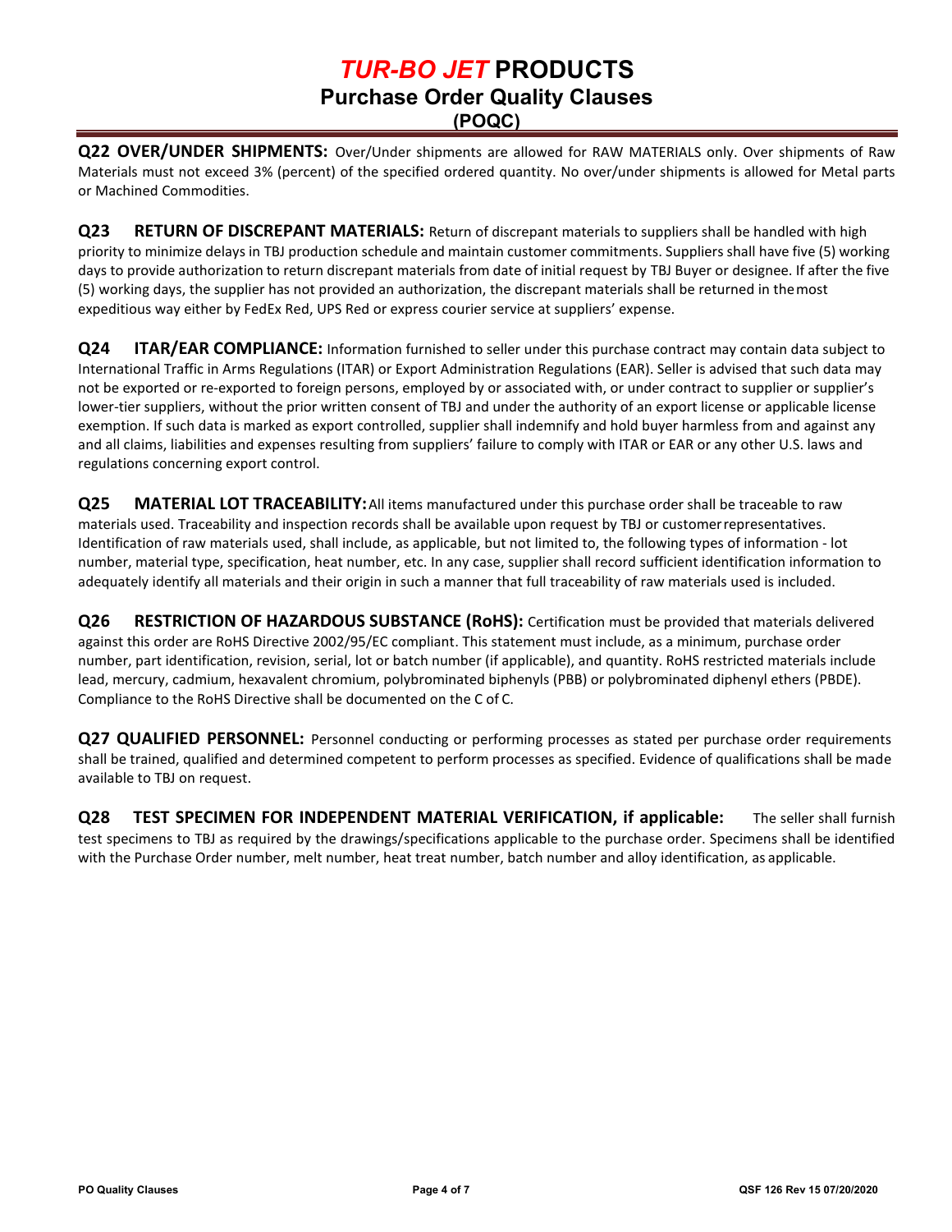**Q22 OVER/UNDER SHIPMENTS:** Over/Under shipments are allowed for RAW MATERIALS only. Over shipments of Raw Materials must not exceed 3% (percent) of the specified ordered quantity. No over/under shipments is allowed for Metal parts or Machined Commodities.

**Q23 RETURN OF DISCREPANT MATERIALS:** Return of discrepant materials to suppliers shall be handled with high priority to minimize delays in TBJ production schedule and maintain customer commitments. Suppliers shall have five (5) working days to provide authorization to return discrepant materials from date of initial request by TBJ Buyer or designee. If after the five (5) working days, the supplier has not provided an authorization, the discrepant materials shall be returned in the most expeditious way either by FedEx Red, UPS Red or express courier service at suppliers' expense.

**Q24 ITAR/EAR COMPLIANCE:** Information furnished to seller under this purchase contract may contain data subject to International Traffic in Arms Regulations (ITAR) or Export Administration Regulations (EAR). Seller is advised that such data may not be exported or re-exported to foreign persons, employed by or associated with, or under contract to supplier or supplier's lower-tier suppliers, without the prior written consent of TBJ and under the authority of an export license or applicable license exemption. If such data is marked as export controlled, supplier shall indemnify and hold buyer harmless from and against any and all claims, liabilities and expenses resulting from suppliers' failure to comply with ITAR or EAR or any other U.S. laws and regulations concerning export control.

**Q25 MATERIAL LOT TRACEABILITY:** All items manufactured under this purchase order shall be traceable to raw materials used. Traceability and inspection records shall be available upon request by TBJ or customer representatives. Identification of raw materials used, shall include, as applicable, but not limited to, the following types of information - lot number, material type, specification, heat number, etc. In any case, supplier shall record sufficient identification information to adequately identify all materials and their origin in such a manner that full traceability of raw materials used is included.

**Q26 RESTRICTION OF HAZARDOUS SUBSTANCE (RoHS):** Certification must be provided that materials delivered against this order are RoHS Directive 2002/95/EC compliant. This statement must include, as a minimum, purchase order number, part identification, revision, serial, lot or batch number (if applicable), and quantity. RoHS restricted materials include lead, mercury, cadmium, hexavalent chromium, polybrominated biphenyls (PBB) or polybrominated diphenyl ethers (PBDE). Compliance to the RoHS Directive shall be documented on the C of C.

**Q27 QUALIFIED PERSONNEL:** Personnel conducting or performing processes as stated per purchase order requirements shall be trained, qualified and determined competent to perform processes as specified. Evidence of qualifications shall be made available to TBJ on request.

**Q28 TEST SPECIMEN FOR INDEPENDENT MATERIAL VERIFICATION, if applicable:** The seller shall furnish test specimens to TBJ as required by the drawings/specifications applicable to the purchase order. Specimens shall be identified with the Purchase Order number, melt number, heat treat number, batch number and alloy identification, as applicable.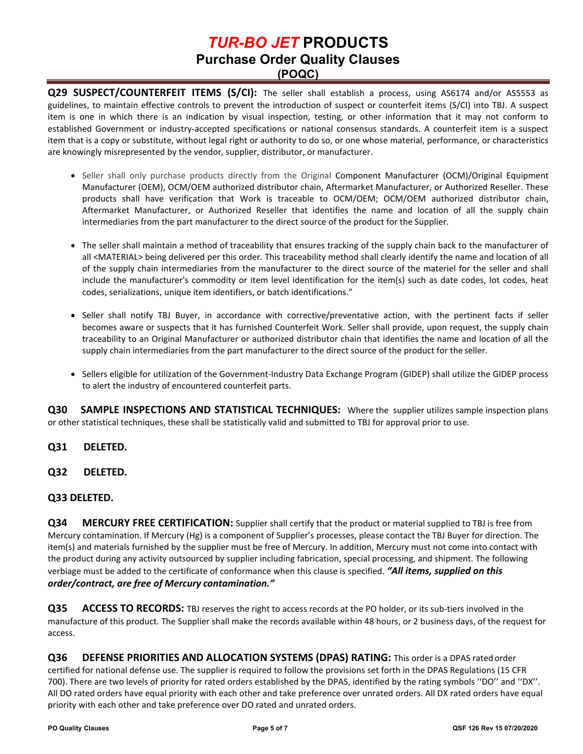**Q29 SUSPECT/COUNTERFEIT ITEMS (S/CI):** The seller shall establish a process, using AS6174 and/or AS5553 as guidelines, to maintain effective controls to prevent the introduction of suspect or counterfeit items (S/CI) into TBJ. A suspect item is one in which there is an indication by visual inspection, testing, or other information that it may not conform to established Government or industry-accepted specifications or national consensus standards. A counterfeit item is a suspect item that is a copy or substitute, without legal right or authority to do so, or one whose material, performance, or characteristics are knowingly misrepresented by the vendor, supplier, distributor, or manufacturer.

- Seller shall only purchase products directly from the Original Component Manufacturer (OCM)/Original Equipment Manufacturer (OEM), OCM/OEM authorized distributor chain, Aftermarket Manufacturer, or Authorized Reseller. These products shall have verification that Work is traceable to OCM/OEM; OCM/OEM authorized distributor chain, Aftermarket Manufacturer, or Authorized Reseller that identifies the name and location of all the supply chain intermediaries from the part manufacturer to the direct source of the product for the Supplier.

- The seller shall maintain a method of traceability that ensures tracking of the supply chain back to the manufacturer of all <MATERIAL> being delivered per this order. This traceability method shall clearly identify the name and location of all of the supply chain intermediaries from the manufacturer to the direct source of the materiel for the seller and shall include the manufacturer's commodity or item level identification for the item(s) such as date codes, lot codes, heat codes, serializations, unique item identifiers, or batch identifications."

- Seller shall notify TBJ Buyer, in accordance with corrective/preventative action, with the pertinent facts if seller becomes aware or suspects that it has furnished Counterfeit Work. Seller shall provide, upon request, the supply chain traceability to an Original Manufacturer or authorized distributor chain that identifies the name and location of all the supply chain intermediaries from the part manufacturer to the direct source of the product for the seller.

- Sellers eligible for utilization of the Government-Industry Data Exchange Program (GIDEP) shall utilize the GIDEP process to alert the industry of encountered counterfeit parts.

**Q30 SAMPLE INSPECTIONS AND STATISTICAL TECHNIQUES:** Where the supplier utilizes sample inspection plans or other statistical techniques, these shall be statistically valid and submitted to TBJ for approval prior to use.

**Q31 DELETED.**

**Q32 DELETED.**

**Q33 DELETED.**

**Q34 MERCURY FREE CERTIFICATION:** Supplier shall certify that the product or material supplied to TBJ is free from Mercury contamination. If Mercury (Hg) is a component of Supplier's processes, please contact the TBJ Buyer for direction. The item(s) and materials furnished by the supplier must be free of Mercury. In addition, Mercury must not come into contact with the product during any activity outsourced by supplier including fabrication, special processing, and shipment. The following verbiage must be added to the certificate of conformance when this clause is specified. ***"All items, supplied on this order/contract, are free of Mercury contamination."***

**Q35 ACCESS TO RECORDS:** TBJ reserves the right to access records at the PO holder, or its sub-tiers involved in the manufacture of this product. The Supplier shall make the records available within 48 hours, or 2 business days, of the request for access.

**Q36 DEFENSE PRIORITIES AND ALLOCATION SYSTEMS (DPAS) RATING:** This order is a DPAS rated order certified for national defense use. The supplier is required to follow the provisions set forth in the DPAS Regulations (15 CFR 700). There are two levels of priority for rated orders established by the DPAS, identified by the rating symbols ''DO'' and ''DX''. All DO rated orders have equal priority with each other and take preference over unrated orders. All DX rated orders have equal priority with each other and take preference over DO rated and unrated orders.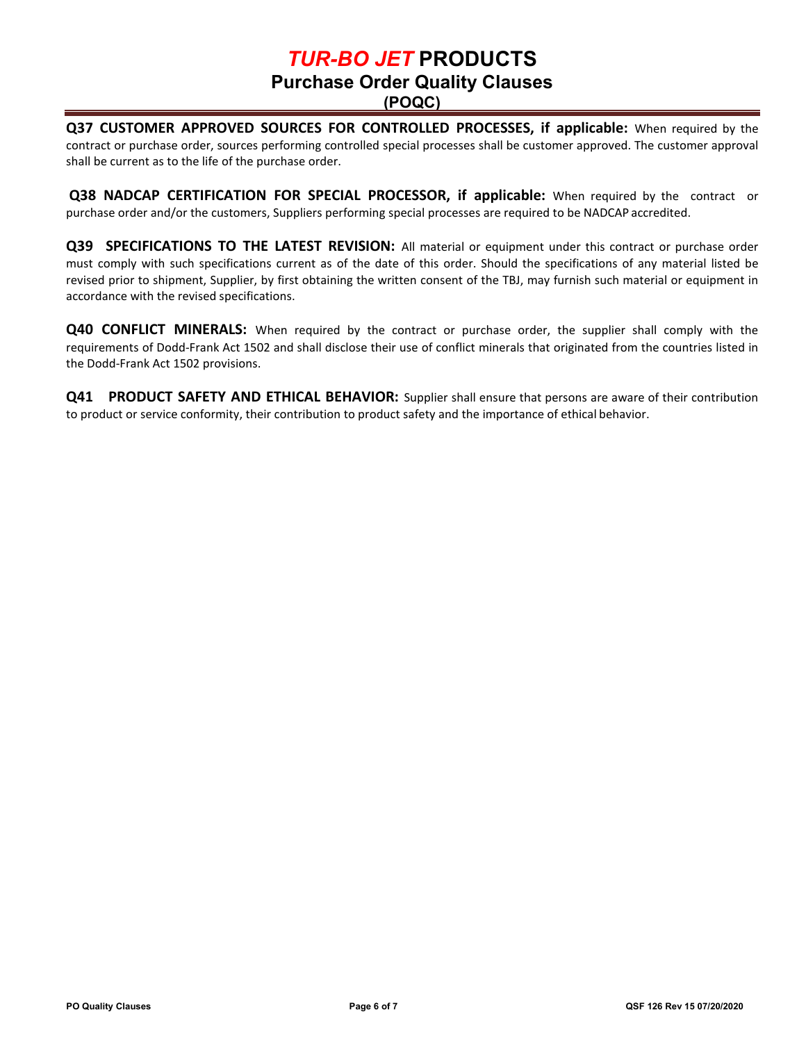**Q37 CUSTOMER APPROVED SOURCES FOR CONTROLLED PROCESSES, if applicable:** When required by the contract or purchase order, sources performing controlled special processes shall be customer approved. The customer approval shall be current as to the life of the purchase order.

**Q38 NADCAP CERTIFICATION FOR SPECIAL PROCESSOR, if applicable:** When required by the contract or purchase order and/or the customers, Suppliers performing special processes are required to be NADCAP accredited.

**Q39 SPECIFICATIONS TO THE LATEST REVISION:** All material or equipment under this contract or purchase order must comply with such specifications current as of the date of this order. Should the specifications of any material listed be revised prior to shipment, Supplier, by first obtaining the written consent of the TBJ, may furnish such material or equipment in accordance with the revised specifications.

**Q40 CONFLICT MINERALS:** When required by the contract or purchase order, the supplier shall comply with the requirements of Dodd-Frank Act 1502 and shall disclose their use of conflict minerals that originated from the countries listed in the Dodd-Frank Act 1502 provisions.

**Q41 PRODUCT SAFETY AND ETHICAL BEHAVIOR:** Supplier shall ensure that persons are aware of their contribution to product or service conformity, their contribution to product safety and the importance of ethical behavior.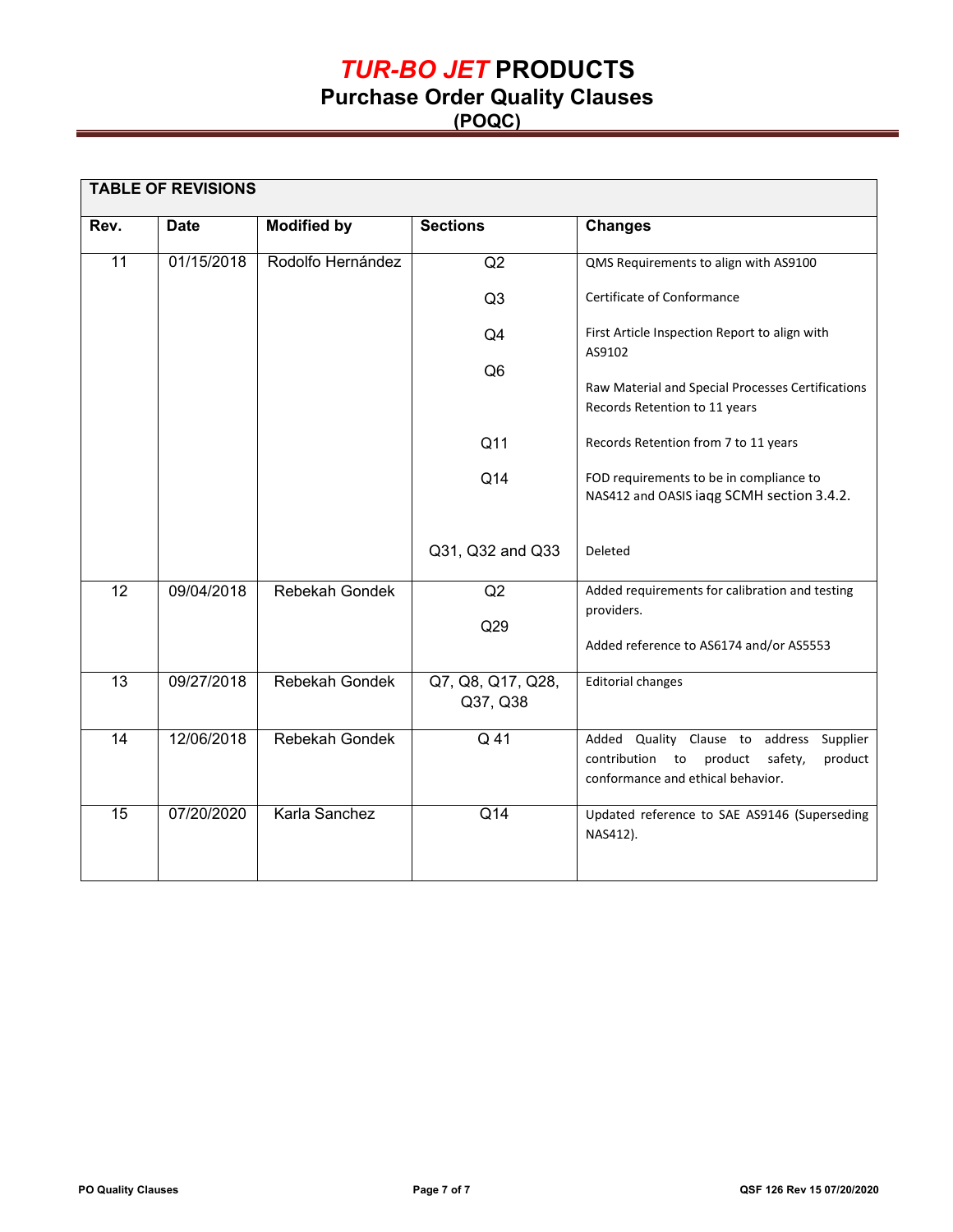# *TUR-BO JET* PRODUCTS
## Purchase Order Quality Clauses
### (POQC)

| TABLE OF REVISIONS | | | | |
|---|---|---|---|---|
| **Rev.** | **Date** | **Modified by** | **Sections** | **Changes** |
| 11 | 01/15/2018 | Rodolfo Hernández | Q2 | QMS Requirements to align with AS9100 |
| | | | Q3 | Certificate of Conformance |
| | | | Q4 | First Article Inspection Report to align with AS9102 |
| | | | Q6 | Raw Material and Special Processes Certifications Records Retention to 11 years |
| | | | Q11 | Records Retention from 7 to 11 years |
| | | | Q14 | FOD requirements to be in compliance to NAS412 and OASIS iaqg SCMH section 3.4.2. |
| | | | Q31, Q32 and Q33 | Deleted |
| 12 | 09/04/2018 | Rebekah Gondek | Q2 | Added requirements for calibration and testing providers. |
| | | | Q29 | Added reference to AS6174 and/or AS5553 |
| 13 | 09/27/2018 | Rebekah Gondek | Q7, Q8, Q17, Q28, Q37, Q38 | Editorial changes |
| 14 | 12/06/2018 | Rebekah Gondek | Q 41 | Added Quality Clause to address Supplier contribution to product safety, product conformance and ethical behavior. |
| 15 | 07/20/2020 | Karla Sanchez | Q14 | Updated reference to SAE AS9146 (Superseding NAS412). |